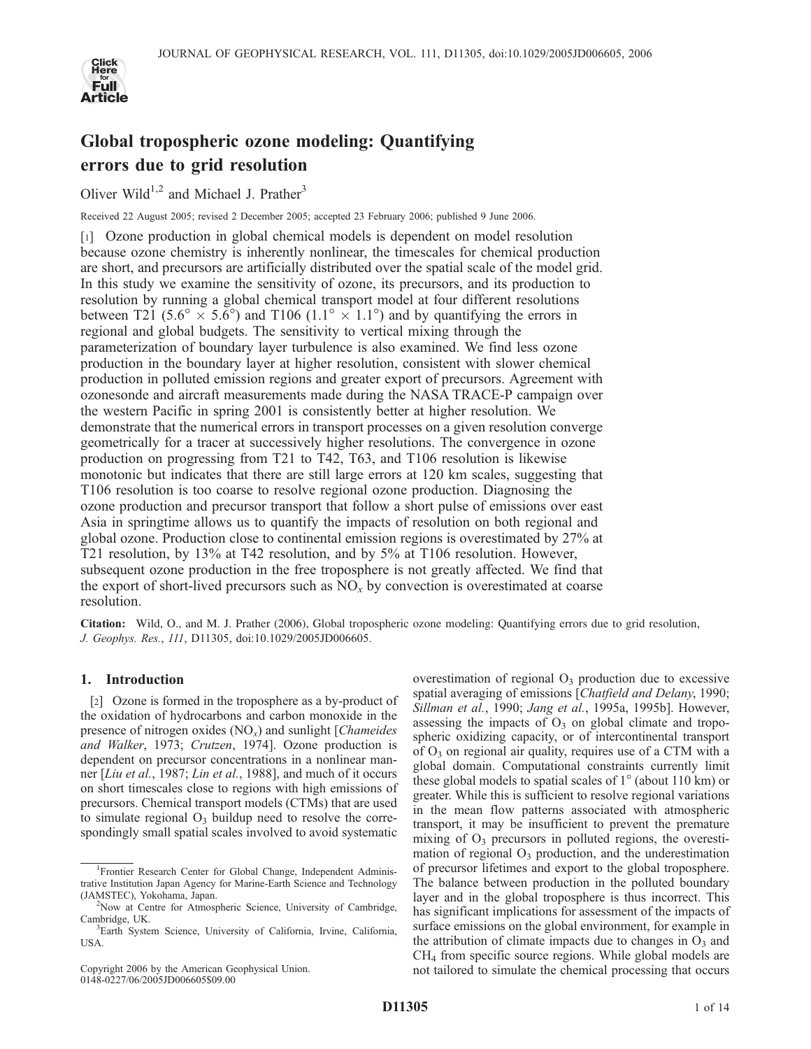# Global tropospheric ozone modeling: Quantifying errors due to grid resolution

Oliver Wild[1,2] and Michael J. Prather[3]

Received 22 August 2005; revised 2 December 2005; accepted 23 February 2006; published 9 June 2006.

[1] Ozone production in global chemical models is dependent on model resolution because ozone chemistry is inherently nonlinear, the timescales for chemical production are short, and precursors are artificially distributed over the spatial scale of the model grid. In this study we examine the sensitivity of ozone, its precursors, and its production to resolution by running a global chemical transport model at four different resolutions between T21 ($5.6^\circ \times 5.6^\circ$) and T106 ($1.1^\circ \times 1.1^\circ$) and by quantifying the errors in regional and global budgets. The sensitivity to vertical mixing through the parameterization of boundary layer turbulence is also examined. We find less ozone production in the boundary layer at higher resolution, consistent with slower chemical production in polluted emission regions and greater export of precursors. Agreement with ozonesonde and aircraft measurements made during the NASA TRACE-P campaign over the western Pacific in spring 2001 is consistently better at higher resolution. We demonstrate that the numerical errors in transport processes on a given resolution converge geometrically for a tracer at successively higher resolutions. The convergence in ozone production on progressing from T21 to T42, T63, and T106 resolution is likewise monotonic but indicates that there are still large errors at 120 km scales, suggesting that T106 resolution is too coarse to resolve regional ozone production. Diagnosing the ozone production and precursor transport that follow a short pulse of emissions over east Asia in springtime allows us to quantify the impacts of resolution on both regional and global ozone. Production close to continental emission regions is overestimated by 27% at T21 resolution, by 13% at T42 resolution, and by 5% at T106 resolution. However, subsequent ozone production in the free troposphere is not greatly affected. We find that the export of short-lived precursors such as $NO_x$ by convection is overestimated at coarse resolution.

**Citation:** Wild, O., and M. J. Prather (2006), Global tropospheric ozone modeling: Quantifying errors due to grid resolution, *J. Geophys. Res.*, *111*, D11305, doi:10.1029/2005JD006605.

## 1. Introduction

[2] Ozone is formed in the troposphere as a by-product of the oxidation of hydrocarbons and carbon monoxide in the presence of nitrogen oxides ($NO_x$) and sunlight [*Chameides and Walker*, 1973; *Crutzen*, 1974]. Ozone production is dependent on precursor concentrations in a nonlinear manner [*Liu et al.*, 1987; *Lin et al.*, 1988], and much of it occurs on short timescales close to regions with high emissions of precursors. Chemical transport models (CTMs) that are used to simulate regional $O_3$ buildup need to resolve the correspondingly small spatial scales involved to avoid systematic overestimation of regional $O_3$ production due to excessive spatial averaging of emissions [*Chatfield and Delany*, 1990; *Sillman et al.*, 1990; *Jang et al.*, 1995a, 1995b]. However, assessing the impacts of $O_3$ on global climate and tropospheric oxidizing capacity, or of intercontinental transport of $O_3$ on regional air quality, requires use of a CTM with a global domain. Computational constraints currently limit these global models to spatial scales of 1° (about 110 km) or greater. While this is sufficient to resolve regional variations in the mean flow patterns associated with atmospheric transport, it may be insufficient to prevent the premature mixing of $O_3$ precursors in polluted regions, the overestimation of regional $O_3$ production, and the underestimation of precursor lifetimes and export to the global troposphere. The balance between production in the polluted boundary layer and in the global troposphere is thus incorrect. This has significant implications for assessment of the impacts of surface emissions on the global environment, for example in the attribution of climate impacts due to changes in $O_3$ and $CH_4$ from specific source regions. While global models are not tailored to simulate the chemical processing that occurs

---

[1]Frontier Research Center for Global Change, Independent Administrative Institution Japan Agency for Marine-Earth Science and Technology (JAMSTEC), Yokohama, Japan.

[2]Now at Centre for Atmospheric Science, University of Cambridge, Cambridge, UK.

[3]Earth System Science, University of California, Irvine, California, USA.

Copyright 2006 by the American Geophysical Union.
0148-0227/06/2005JD006605$09.00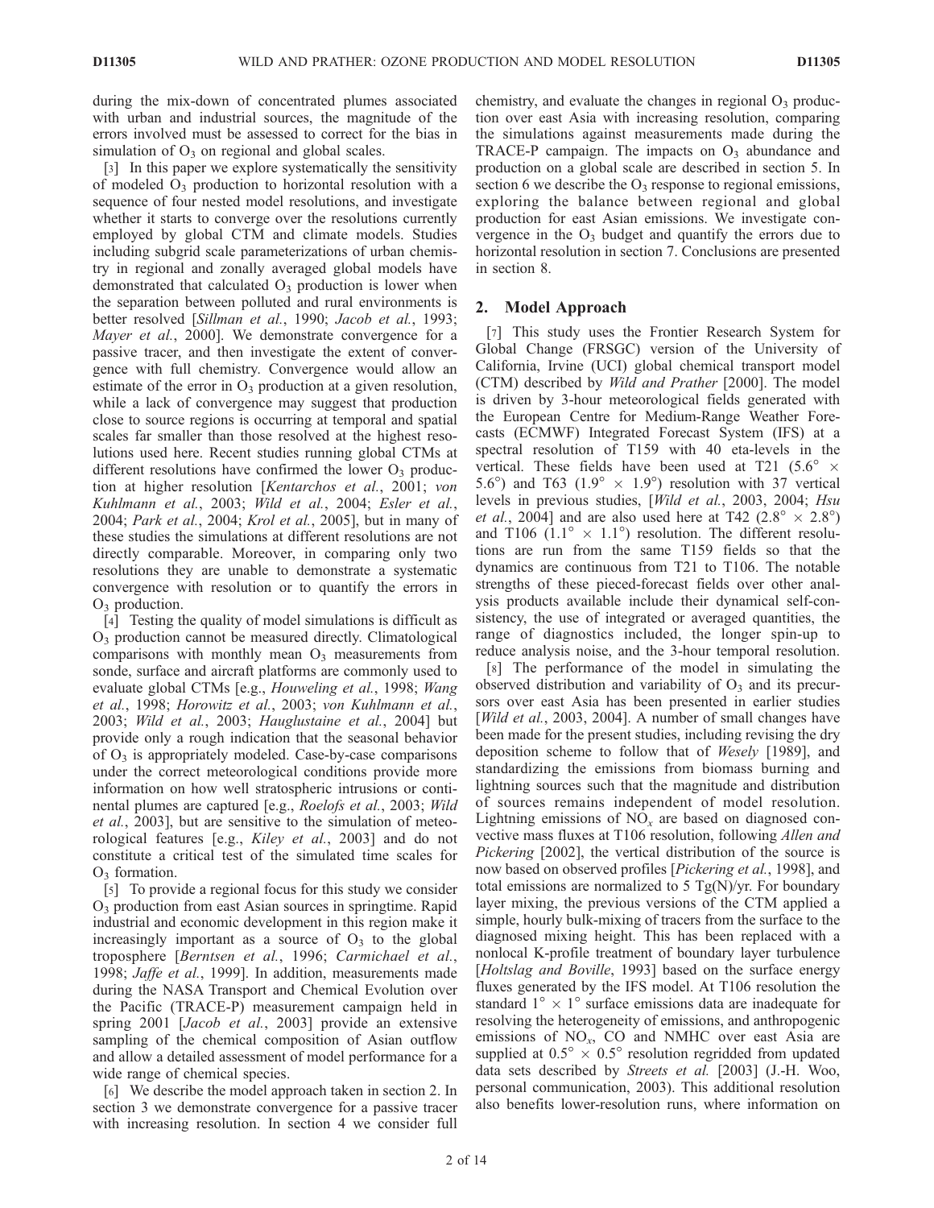during the mix-down of concentrated plumes associated with urban and industrial sources, the magnitude of the errors involved must be assessed to correct for the bias in simulation of $O_3$ on regional and global scales.

[3] In this paper we explore systematically the sensitivity of modeled $O_3$ production to horizontal resolution with a sequence of four nested model resolutions, and investigate whether it starts to converge over the resolutions currently employed by global CTM and climate models. Studies including subgrid scale parameterizations of urban chemistry in regional and zonally averaged global models have demonstrated that calculated $O_3$ production is lower when the separation between polluted and rural environments is better resolved [*Sillman et al.*, 1990; *Jacob et al.*, 1993; *Mayer et al.*, 2000]. We demonstrate convergence for a passive tracer, and then investigate the extent of convergence with full chemistry. Convergence would allow an estimate of the error in $O_3$ production at a given resolution, while a lack of convergence may suggest that production close to source regions is occurring at temporal and spatial scales far smaller than those resolved at the highest resolutions used here. Recent studies running global CTMs at different resolutions have confirmed the lower $O_3$ production at higher resolution [*Kentarchos et al.*, 2001; *von Kuhlmann et al.*, 2003; *Wild et al.*, 2004; *Esler et al.*, 2004; *Park et al.*, 2004; *Krol et al.*, 2005], but in many of these studies the simulations at different resolutions are not directly comparable. Moreover, in comparing only two resolutions they are unable to demonstrate a systematic convergence with resolution or to quantify the errors in $O_3$ production.

[4] Testing the quality of model simulations is difficult as $O_3$ production cannot be measured directly. Climatological comparisons with monthly mean $O_3$ measurements from sonde, surface and aircraft platforms are commonly used to evaluate global CTMs [e.g., *Houweling et al.*, 1998; *Wang et al.*, 1998; *Horowitz et al.*, 2003; *von Kuhlmann et al.*, 2003; *Wild et al.*, 2003; *Hauglustaine et al.*, 2004] but provide only a rough indication that the seasonal behavior of $O_3$ is appropriately modeled. Case-by-case comparisons under the correct meteorological conditions provide more information on how well stratospheric intrusions or continental plumes are captured [e.g., *Roelofs et al.*, 2003; *Wild et al.*, 2003], but are sensitive to the simulation of meteorological features [e.g., *Kiley et al.*, 2003] and do not constitute a critical test of the simulated time scales for $O_3$ formation.

[5] To provide a regional focus for this study we consider $O_3$ production from east Asian sources in springtime. Rapid industrial and economic development in this region make it increasingly important as a source of $O_3$ to the global troposphere [*Berntsen et al.*, 1996; *Carmichael et al.*, 1998; *Jaffe et al.*, 1999]. In addition, measurements made during the NASA Transport and Chemical Evolution over the Pacific (TRACE-P) measurement campaign held in spring 2001 [*Jacob et al.*, 2003] provide an extensive sampling of the chemical composition of Asian outflow and allow a detailed assessment of model performance for a wide range of chemical species.

[6] We describe the model approach taken in section 2. In section 3 we demonstrate convergence for a passive tracer with increasing resolution. In section 4 we consider full chemistry, and evaluate the changes in regional $O_3$ production over east Asia with increasing resolution, comparing the simulations against measurements made during the TRACE-P campaign. The impacts on $O_3$ abundance and production on a global scale are described in section 5. In section 6 we describe the $O_3$ response to regional emissions, exploring the balance between regional and global production for east Asian emissions. We investigate convergence in the $O_3$ budget and quantify the errors due to horizontal resolution in section 7. Conclusions are presented in section 8.

## 2. Model Approach

[7] This study uses the Frontier Research System for Global Change (FRSGC) version of the University of California, Irvine (UCI) global chemical transport model (CTM) described by *Wild and Prather* [2000]. The model is driven by 3-hour meteorological fields generated with the European Centre for Medium-Range Weather Forecasts (ECMWF) Integrated Forecast System (IFS) at a spectral resolution of T159 with 40 eta-levels in the vertical. These fields have been used at T21 ($5.6^\circ \times 5.6^\circ$) and T63 ($1.9^\circ \times 1.9^\circ$) resolution with 37 vertical levels in previous studies, [*Wild et al.*, 2003, 2004; *Hsu et al.*, 2004] and are also used here at T42 ($2.8^\circ \times 2.8^\circ$) and T106 ($1.1^\circ \times 1.1^\circ$) resolution. The different resolutions are run from the same T159 fields so that the dynamics are continuous from T21 to T106. The notable strengths of these pieced-forecast fields over other analysis products available include their dynamical self-consistency, the use of integrated or averaged quantities, the range of diagnostics included, the longer spin-up to reduce analysis noise, and the 3-hour temporal resolution.

[8] The performance of the model in simulating the observed distribution and variability of $O_3$ and its precursors over east Asia has been presented in earlier studies [*Wild et al.*, 2003, 2004]. A number of small changes have been made for the present studies, including revising the dry deposition scheme to follow that of *Wesely* [1989], and standardizing the emissions from biomass burning and lightning sources such that the magnitude and distribution of sources remains independent of model resolution. Lightning emissions of $NO_x$ are based on diagnosed convective mass fluxes at T106 resolution, following *Allen and Pickering* [2002], the vertical distribution of the source is now based on observed profiles [*Pickering et al.*, 1998], and total emissions are normalized to 5 Tg(N)/yr. For boundary layer mixing, the previous versions of the CTM applied a simple, hourly bulk-mixing of tracers from the surface to the diagnosed mixing height. This has been replaced with a nonlocal K-profile treatment of boundary layer turbulence [*Holtslag and Boville*, 1993] based on the surface energy fluxes generated by the IFS model. At T106 resolution the standard $1^\circ \times 1^\circ$ surface emissions data are inadequate for resolving the heterogeneity of emissions, and anthropogenic emissions of $NO_x$, CO and NMHC over east Asia are supplied at $0.5^\circ \times 0.5^\circ$ resolution regridded from updated data sets described by *Streets et al.* [2003] (J.-H. Woo, personal communication, 2003). This additional resolution also benefits lower-resolution runs, where information on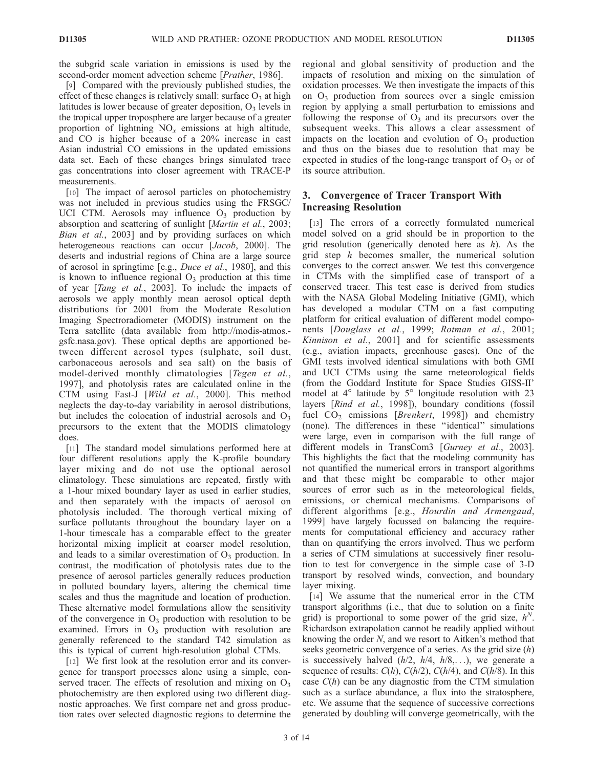the subgrid scale variation in emissions is used by the second-order moment advection scheme [*Prather*, 1986].

[9] Compared with the previously published studies, the effect of these changes is relatively small: surface $O_3$ at high latitudes is lower because of greater deposition, $O_3$ levels in the tropical upper troposphere are larger because of a greater proportion of lightning $NO_x$ emissions at high altitude, and CO is higher because of a 20% increase in east Asian industrial CO emissions in the updated emissions data set. Each of these changes brings simulated trace gas concentrations into closer agreement with TRACE-P measurements.

[10] The impact of aerosol particles on photochemistry was not included in previous studies using the FRSGC/UCI CTM. Aerosols may influence $O_3$ production by absorption and scattering of sunlight [*Martin et al.*, 2003; *Bian et al.*, 2003] and by providing surfaces on which heterogeneous reactions can occur [*Jacob*, 2000]. The deserts and industrial regions of China are a large source of aerosol in springtime [e.g., *Duce et al.*, 1980], and this is known to influence regional $O_3$ production at this time of year [*Tang et al.*, 2003]. To include the impacts of aerosols we apply monthly mean aerosol optical depth distributions for 2001 from the Moderate Resolution Imaging Spectroradiometer (MODIS) instrument on the Terra satellite (data available from http://modis-atmos.gsfc.nasa.gov). These optical depths are apportioned between different aerosol types (sulphate, soil dust, carbonaceous aerosols and sea salt) on the basis of model-derived monthly climatologies [*Tegen et al.*, 1997], and photolysis rates are calculated online in the CTM using Fast-J [*Wild et al.*, 2000]. This method neglects the day-to-day variability in aerosol distributions, but includes the colocation of industrial aerosols and $O_3$ precursors to the extent that the MODIS climatology does.

[11] The standard model simulations performed here at four different resolutions apply the K-profile boundary layer mixing and do not use the optional aerosol climatology. These simulations are repeated, firstly with a 1-hour mixed boundary layer as used in earlier studies, and then separately with the impacts of aerosol on photolysis included. The thorough vertical mixing of surface pollutants throughout the boundary layer on a 1-hour timescale has a comparable effect to the greater horizontal mixing implicit at coarser model resolution, and leads to a similar overestimation of $O_3$ production. In contrast, the modification of photolysis rates due to the presence of aerosol particles generally reduces production in polluted boundary layers, altering the chemical time scales and thus the magnitude and location of production. These alternative model formulations allow the sensitivity of the convergence in $O_3$ production with resolution to be examined. Errors in $O_3$ production with resolution are generally referenced to the standard T42 simulation as this is typical of current high-resolution global CTMs.

[12] We first look at the resolution error and its convergence for transport processes alone using a simple, conserved tracer. The effects of resolution and mixing on $O_3$ photochemistry are then explored using two different diagnostic approaches. We first compare net and gross production rates over selected diagnostic regions to determine the regional and global sensitivity of production and the impacts of resolution and mixing on the simulation of oxidation processes. We then investigate the impacts of this on $O_3$ production from sources over a single emission region by applying a small perturbation to emissions and following the response of $O_3$ and its precursors over the subsequent weeks. This allows a clear assessment of impacts on the location and evolution of $O_3$ production and thus on the biases due to resolution that may be expected in studies of the long-range transport of $O_3$ or of its source attribution.

## 3. Convergence of Tracer Transport With Increasing Resolution

[13] The errors of a correctly formulated numerical model solved on a grid should be in proportion to the grid resolution (generically denoted here as $h$). As the grid step $h$ becomes smaller, the numerical solution converges to the correct answer. We test this convergence in CTMs with the simplified case of transport of a conserved tracer. This test case is derived from studies with the NASA Global Modeling Initiative (GMI), which has developed a modular CTM on a fast computing platform for critical evaluation of different model components [*Douglass et al.*, 1999; *Rotman et al.*, 2001; *Kinnison et al.*, 2001] and for scientific assessments (e.g., aviation impacts, greenhouse gases). One of the GMI tests involved identical simulations with both GMI and UCI CTMs using the same meteorological fields (from the Goddard Institute for Space Studies GISS-II′ model at 4° latitude by 5° longitude resolution with 23 layers [*Rind et al.*, 1998]), boundary conditions (fossil fuel $CO_2$ emissions [*Brenkert*, 1998]) and chemistry (none). The differences in these "identical" simulations were large, even in comparison with the full range of different models in TransCom3 [*Gurney et al.*, 2003]. This highlights the fact that the modeling community has not quantified the numerical errors in transport algorithms and that these might be comparable to other major sources of error such as in the meteorological fields, emissions, or chemical mechanisms. Comparisons of different algorithms [e.g., *Hourdin and Armengaud*, 1999] have largely focussed on balancing the requirements for computational efficiency and accuracy rather than on quantifying the errors involved. Thus we perform a series of CTM simulations at successively finer resolution to test for convergence in the simple case of 3-D transport by resolved winds, convection, and boundary layer mixing.

[14] We assume that the numerical error in the CTM transport algorithms (i.e., that due to solution on a finite grid) is proportional to some power of the grid size, $h^N$. Richardson extrapolation cannot be readily applied without knowing the order $N$, and we resort to Aitken's method that seeks geometric convergence of a series. As the grid size ($h$) is successively halved ($h/2$, $h/4$, $h/8, \ldots$), we generate a sequence of results: $C(h)$, $C(h/2)$, $C(h/4)$, and $C(h/8)$. In this case $C(h)$ can be any diagnostic from the CTM simulation such as a surface abundance, a flux into the stratosphere, etc. We assume that the sequence of successive corrections generated by doubling will converge geometrically, with the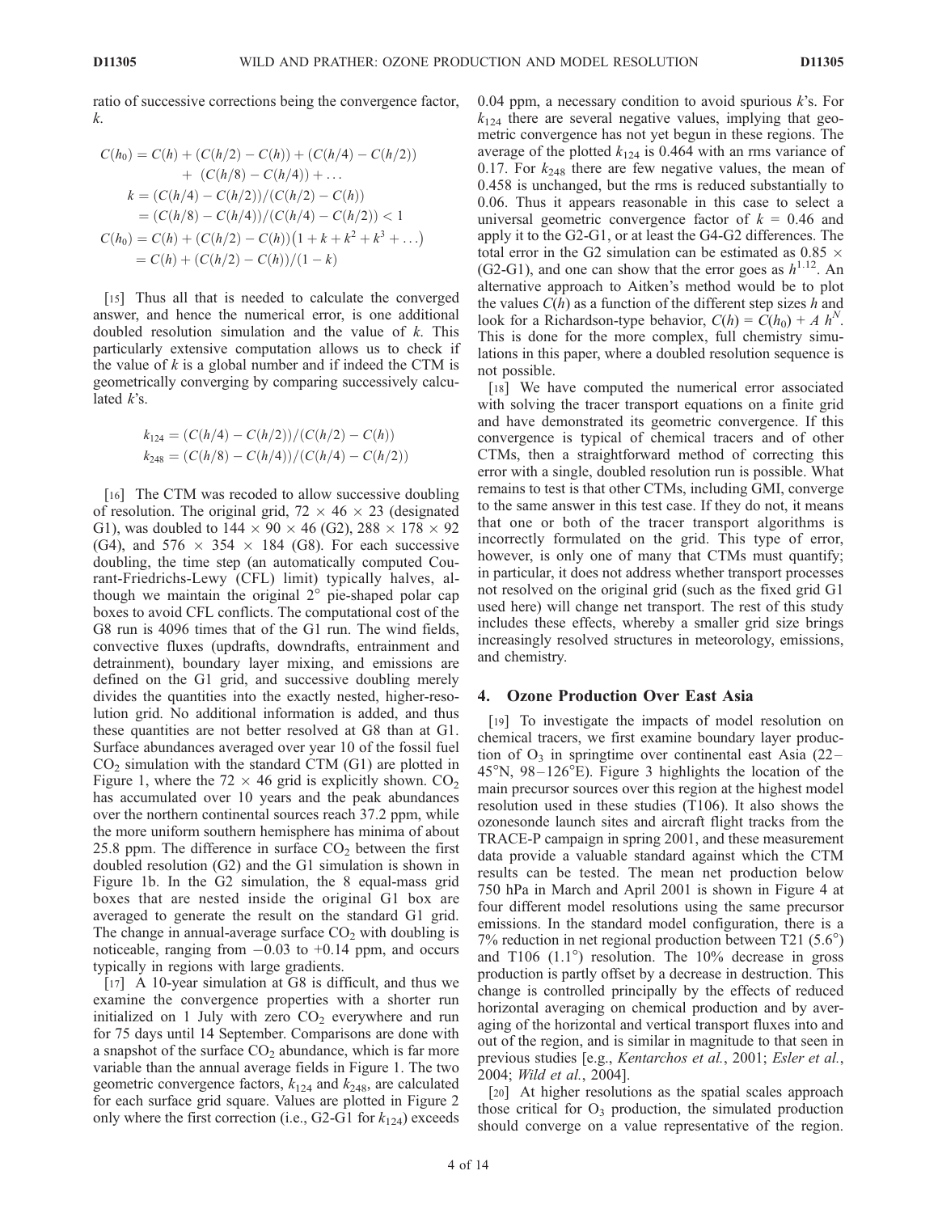ratio of successive corrections being the convergence factor, $k$.

$$
\begin{aligned}
C(h_0) &= C(h) + (C(h/2) - C(h)) + (C(h/4) - C(h/2)) \\
&\quad + (C(h/8) - C(h/4)) + \ldots \\
k &= (C(h/4) - C(h/2))/(C(h/2) - C(h)) \\
&= (C(h/8) - C(h/4))/(C(h/4) - C(h/2)) < 1 \\
C(h_0) &= C(h) + (C(h/2) - C(h))\left(1 + k + k^2 + k^3 + \ldots\right) \\
&= C(h) + (C(h/2) - C(h))/(1 - k)
\end{aligned}
$$

[15] Thus all that is needed to calculate the converged answer, and hence the numerical error, is one additional doubled resolution simulation and the value of $k$. This particularly extensive computation allows us to check if the value of $k$ is a global number and if indeed the CTM is geometrically converging by comparing successively calculated $k$'s.

$$
\begin{aligned}
k_{124} &= (C(h/4) - C(h/2))/(C(h/2) - C(h)) \\
k_{248} &= (C(h/8) - C(h/4))/(C(h/4) - C(h/2))
\end{aligned}
$$

[16] The CTM was recoded to allow successive doubling of resolution. The original grid, 72 × 46 × 23 (designated G1), was doubled to 144 × 90 × 46 (G2), 288 × 178 × 92 (G4), and 576 × 354 × 184 (G8). For each successive doubling, the time step (an automatically computed Courant-Friedrichs-Lewy (CFL) limit) typically halves, although we maintain the original 2° pie-shaped polar cap boxes to avoid CFL conflicts. The computational cost of the G8 run is 4096 times that of the G1 run. The wind fields, convective fluxes (updrafts, downdrafts, entrainment and detrainment), boundary layer mixing, and emissions are defined on the G1 grid, and successive doubling merely divides the quantities into the exactly nested, higher-resolution grid. No additional information is added, and thus these quantities are not better resolved at G8 than at G1. Surface abundances averaged over year 10 of the fossil fuel $CO_2$ simulation with the standard CTM (G1) are plotted in Figure 1, where the 72 × 46 grid is explicitly shown. $CO_2$ has accumulated over 10 years and the peak abundances over the northern continental sources reach 37.2 ppm, while the more uniform southern hemisphere has minima of about 25.8 ppm. The difference in surface $CO_2$ between the first doubled resolution (G2) and the G1 simulation is shown in Figure 1b. In the G2 simulation, the 8 equal-mass grid boxes that are nested inside the original G1 box are averaged to generate the result on the standard G1 grid. The change in annual-average surface $CO_2$ with doubling is noticeable, ranging from −0.03 to +0.14 ppm, and occurs typically in regions with large gradients.

[17] A 10-year simulation at G8 is difficult, and thus we examine the convergence properties with a shorter run initialized on 1 July with zero $CO_2$ everywhere and run for 75 days until 14 September. Comparisons are done with a snapshot of the surface $CO_2$ abundance, which is far more variable than the annual average fields in Figure 1. The two geometric convergence factors, $k_{124}$ and $k_{248}$, are calculated for each surface grid square. Values are plotted in Figure 2 only where the first correction (i.e., G2-G1 for $k_{124}$) exceeds 0.04 ppm, a necessary condition to avoid spurious $k$'s. For $k_{124}$ there are several negative values, implying that geometric convergence has not yet begun in these regions. The average of the plotted $k_{124}$ is 0.464 with an rms variance of 0.17. For $k_{248}$ there are few negative values, the mean of 0.458 is unchanged, but the rms is reduced substantially to 0.06. Thus it appears reasonable in this case to select a universal geometric convergence factor of $k = 0.46$ and apply it to the G2-G1, or at least the G4-G2 differences. The total error in the G2 simulation can be estimated as 0.85 × (G2-G1), and one can show that the error goes as $h^{1.12}$. An alternative approach to Aitken's method would be to plot the values $C(h)$ as a function of the different step sizes $h$ and look for a Richardson-type behavior, $C(h) = C(h_0) + A\ h^N$. This is done for the more complex, full chemistry simulations in this paper, where a doubled resolution sequence is not possible.

[18] We have computed the numerical error associated with solving the tracer transport equations on a finite grid and have demonstrated its geometric convergence. If this convergence is typical of chemical tracers and of other CTMs, then a straightforward method of correcting this error with a single, doubled resolution run is possible. What remains to test is that other CTMs, including GMI, converge to the same answer in this test case. If they do not, it means that one or both of the tracer transport algorithms is incorrectly formulated on the grid. This type of error, however, is only one of many that CTMs must quantify; in particular, it does not address whether transport processes not resolved on the original grid (such as the fixed grid G1 used here) will change net transport. The rest of this study includes these effects, whereby a smaller grid size brings increasingly resolved structures in meteorology, emissions, and chemistry.

## 4. Ozone Production Over East Asia

[19] To investigate the impacts of model resolution on chemical tracers, we first examine boundary layer production of $O_3$ in springtime over continental east Asia (22–45°N, 98–126°E). Figure 3 highlights the location of the main precursor sources over this region at the highest model resolution used in these studies (T106). It also shows the ozonesonde launch sites and aircraft flight tracks from the TRACE-P campaign in spring 2001, and these measurement data provide a valuable standard against which the CTM results can be tested. The mean net production below 750 hPa in March and April 2001 is shown in Figure 4 at four different model resolutions using the same precursor emissions. In the standard model configuration, there is a 7% reduction in net regional production between T21 (5.6°) and T106 (1.1°) resolution. The 10% decrease in gross production is partly offset by a decrease in destruction. This change is controlled principally by the effects of reduced horizontal averaging on chemical production and by averaging of the horizontal and vertical transport fluxes into and out of the region, and is similar in magnitude to that seen in previous studies [e.g., *Kentarchos et al.*, 2001; *Esler et al.*, 2004; *Wild et al.*, 2004].

[20] At higher resolutions as the spatial scales approach those critical for $O_3$ production, the simulated production should converge on a value representative of the region.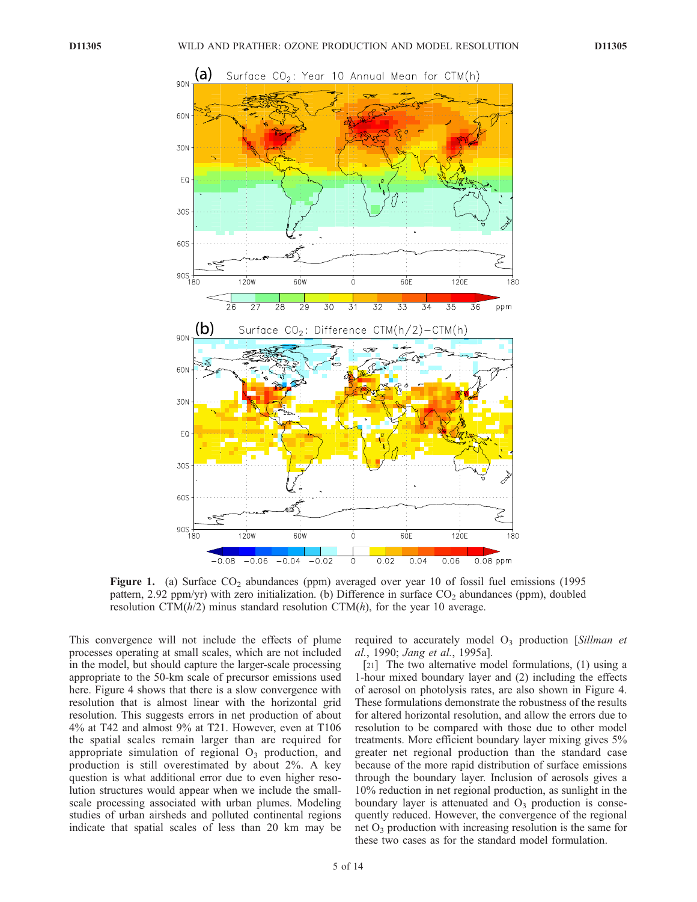**Figure 1.** (a) Surface $CO_2$ abundances (ppm) averaged over year 10 of fossil fuel emissions (1995 pattern, 2.92 ppm/yr) with zero initialization. (b) Difference in surface $CO_2$ abundances (ppm), doubled resolution CTM($h$/2) minus standard resolution CTM($h$), for the year 10 average.

This convergence will not include the effects of plume processes operating at small scales, which are not included in the model, but should capture the larger-scale processing appropriate to the 50-km scale of precursor emissions used here. Figure 4 shows that there is a slow convergence with resolution that is almost linear with the horizontal grid resolution. This suggests errors in net production of about 4% at T42 and almost 9% at T21. However, even at T106 the spatial scales remain larger than are required for appropriate simulation of regional $O_3$ production, and production is still overestimated by about 2%. A key question is what additional error due to even higher resolution structures would appear when we include the small-scale processing associated with urban plumes. Modeling studies of urban airsheds and polluted continental regions indicate that spatial scales of less than 20 km may be required to accurately model $O_3$ production [*Sillman et al.*, 1990; *Jang et al.*, 1995a].

[21] The two alternative model formulations, (1) using a 1-hour mixed boundary layer and (2) including the effects of aerosol on photolysis rates, are also shown in Figure 4. These formulations demonstrate the robustness of the results for altered horizontal resolution, and allow the errors due to resolution to be compared with those due to other model treatments. More efficient boundary layer mixing gives 5% greater net regional production than the standard case because of the more rapid distribution of surface emissions through the boundary layer. Inclusion of aerosols gives a 10% reduction in net regional production, as sunlight in the boundary layer is attenuated and $O_3$ production is consequently reduced. However, the convergence of the regional net $O_3$ production with increasing resolution is the same for these two cases as for the standard model formulation.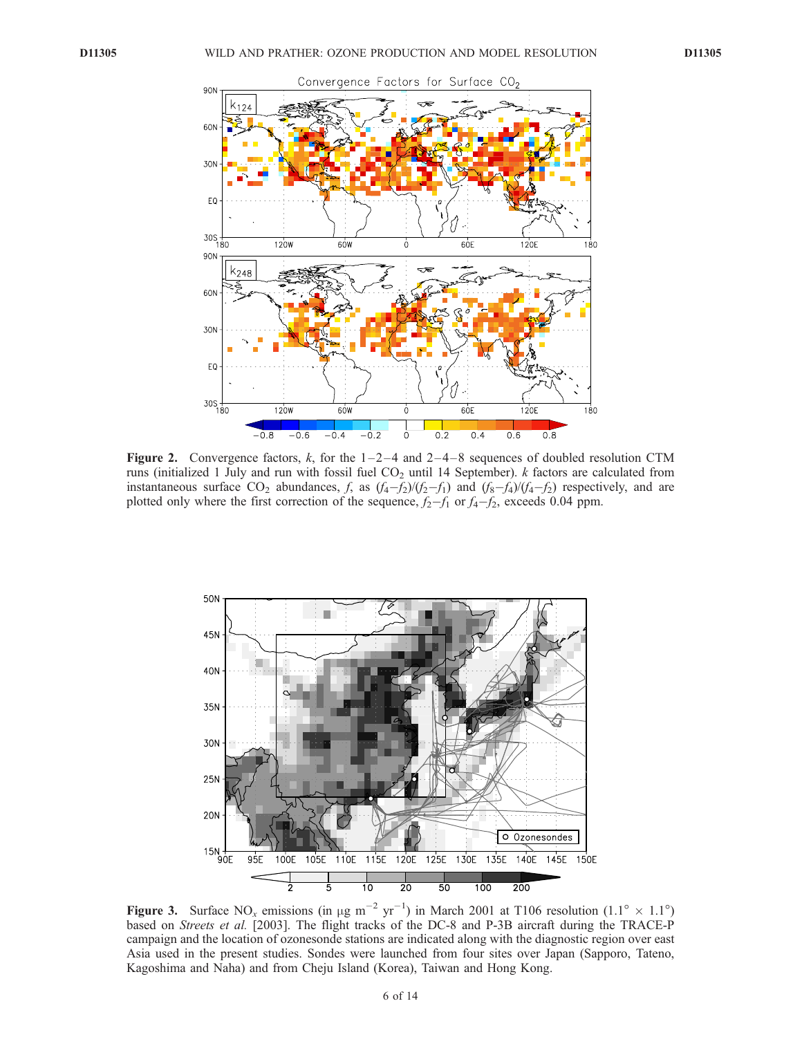**Figure 2.** Convergence factors, $k$, for the 1–2–4 and 2–4–8 sequences of doubled resolution CTM runs (initialized 1 July and run with fossil fuel $CO_2$ until 14 September). $k$ factors are calculated from instantaneous surface $CO_2$ abundances, $f$, as $(f_4 - f_2)/(f_2 - f_1)$ and $(f_8 - f_4)/(f_4 - f_2)$ respectively, and are plotted only where the first correction of the sequence, $f_2 - f_1$ or $f_4 - f_2$, exceeds 0.04 ppm.

**Figure 3.** Surface $NO_x$ emissions (in $\mu g\ m^{-2}\ yr^{-1}$) in March 2001 at T106 resolution ($1.1° \times 1.1°$) based on *Streets et al.* [2003]. The flight tracks of the DC-8 and P-3B aircraft during the TRACE-P campaign and the location of ozonesonde stations are indicated along with the diagnostic region over east Asia used in the present studies. Sondes were launched from four sites over Japan (Sapporo, Tateno, Kagoshima and Naha) and from Cheju Island (Korea), Taiwan and Hong Kong.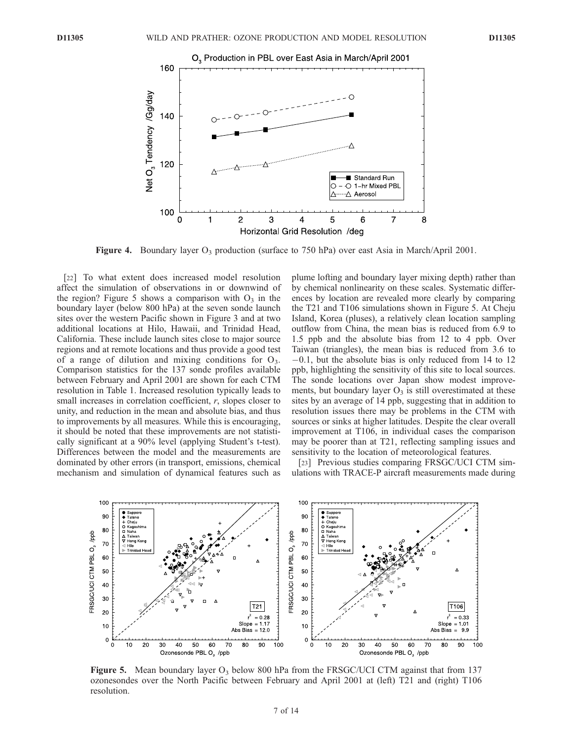**Figure 4.** Boundary layer $O_3$ production (surface to 750 hPa) over east Asia in March/April 2001.

[22] To what extent does increased model resolution affect the simulation of observations in or downwind of the region? Figure 5 shows a comparison with $O_3$ in the boundary layer (below 800 hPa) at the seven sonde launch sites over the western Pacific shown in Figure 3 and at two additional locations at Hilo, Hawaii, and Trinidad Head, California. These include launch sites close to major source regions and at remote locations and thus provide a good test of a range of dilution and mixing conditions for $O_3$. Comparison statistics for the 137 sonde profiles available between February and April 2001 are shown for each CTM resolution in Table 1. Increased resolution typically leads to small increases in correlation coefficient, *r*, slopes closer to unity, and reduction in the mean and absolute bias, and thus to improvements by all measures. While this is encouraging, it should be noted that these improvements are not statistically significant at a 90% level (applying Student's t-test). Differences between the model and the measurements are dominated by other errors (in transport, emissions, chemical mechanism and simulation of dynamical features such as plume lofting and boundary layer mixing depth) rather than by chemical nonlinearity on these scales. Systematic differences by location are revealed more clearly by comparing the T21 and T106 simulations shown in Figure 5. At Cheju Island, Korea (pluses), a relatively clean location sampling outflow from China, the mean bias is reduced from 6.9 to 1.5 ppb and the absolute bias from 12 to 4 ppb. Over Taiwan (triangles), the mean bias is reduced from 3.6 to −0.1, but the absolute bias is only reduced from 14 to 12 ppb, highlighting the sensitivity of this site to local sources. The sonde locations over Japan show modest improvements, but boundary layer $O_3$ is still overestimated at these sites by an average of 14 ppb, suggesting that in addition to resolution issues there may be problems in the CTM with sources or sinks at higher latitudes. Despite the clear overall improvement at T106, in individual cases the comparison may be poorer than at T21, reflecting sampling issues and sensitivity to the location of meteorological features.

[23] Previous studies comparing FRSGC/UCI CTM simulations with TRACE-P aircraft measurements made during

**Figure 5.** Mean boundary layer $O_3$ below 800 hPa from the FRSGC/UCI CTM against that from 137 ozonesondes over the North Pacific between February and April 2001 at (left) T21 and (right) T106 resolution.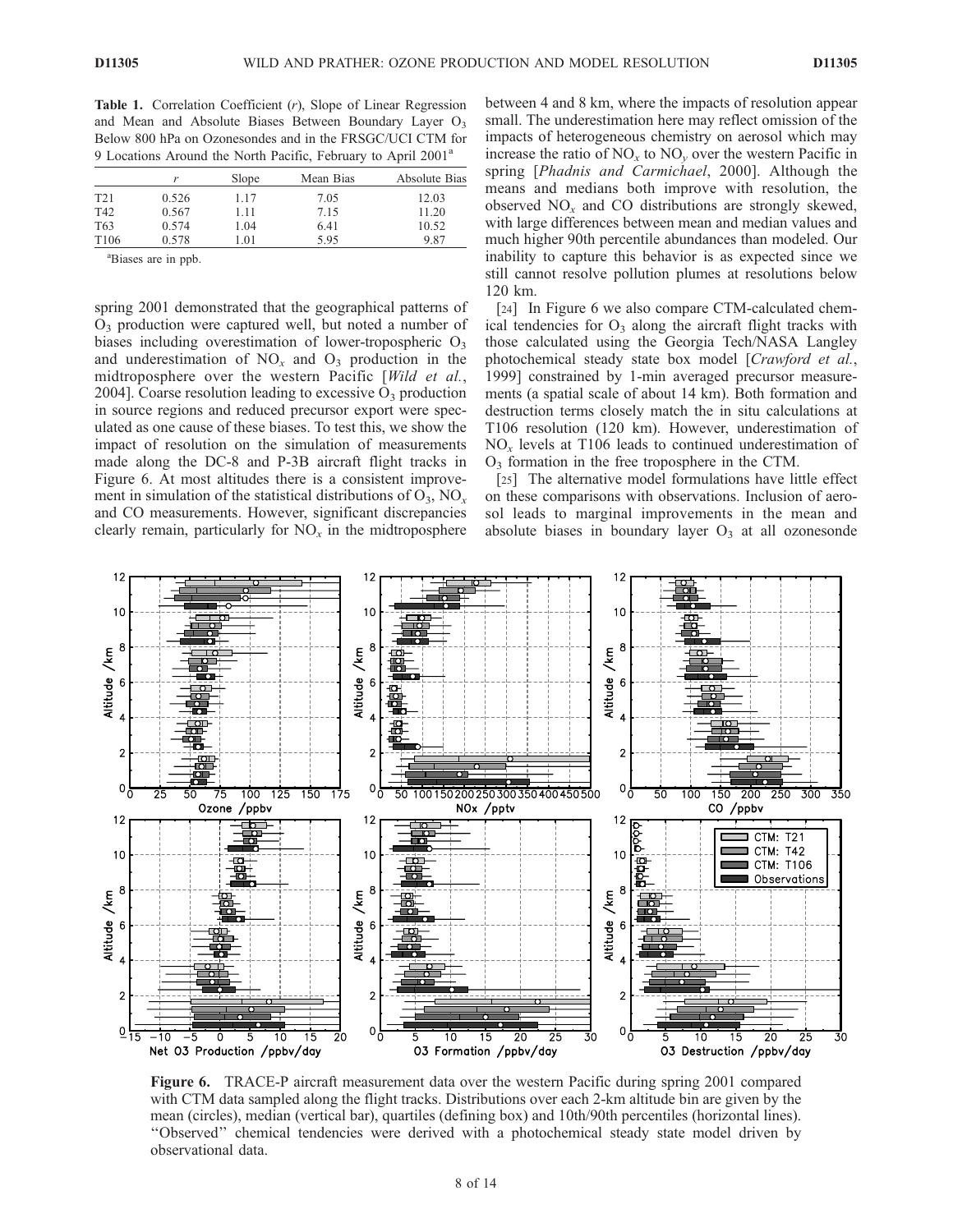**Table 1.** Correlation Coefficient ($r$), Slope of Linear Regression and Mean and Absolute Biases Between Boundary Layer $O_3$ Below 800 hPa on Ozonesondes and in the FRSGC/UCI CTM for 9 Locations Around the North Pacific, February to April 2001[a]

| | $r$ | Slope | Mean Bias | Absolute Bias |
|---|---|---|---|---|
| T21 | 0.526 | 1.17 | 7.05 | 12.03 |
| T42 | 0.567 | 1.11 | 7.15 | 11.20 |
| T63 | 0.574 | 1.04 | 6.41 | 10.52 |
| T106 | 0.578 | 1.01 | 5.95 | 9.87 |

[a]Biases are in ppb.

spring 2001 demonstrated that the geographical patterns of $O_3$ production were captured well, but noted a number of biases including overestimation of lower-tropospheric $O_3$ and underestimation of $NO_x$ and $O_3$ production in the midtroposphere over the western Pacific [*Wild et al.*, 2004]. Coarse resolution leading to excessive $O_3$ production in source regions and reduced precursor export were speculated as one cause of these biases. To test this, we show the impact of resolution on the simulation of measurements made along the DC-8 and P-3B aircraft flight tracks in Figure 6. At most altitudes there is a consistent improvement in simulation of the statistical distributions of $O_3$, $NO_x$ and CO measurements. However, significant discrepancies clearly remain, particularly for $NO_x$ in the midtroposphere between 4 and 8 km, where the impacts of resolution appear small. The underestimation here may reflect omission of the impacts of heterogeneous chemistry on aerosol which may increase the ratio of $NO_x$ to $NO_y$ over the western Pacific in spring [*Phadnis and Carmichael*, 2000]. Although the means and medians both improve with resolution, the observed $NO_x$ and CO distributions are strongly skewed, with large differences between mean and median values and much higher 90th percentile abundances than modeled. Our inability to capture this behavior is as expected since we still cannot resolve pollution plumes at resolutions below 120 km.

[24] In Figure 6 we also compare CTM-calculated chemical tendencies for $O_3$ along the aircraft flight tracks with those calculated using the Georgia Tech/NASA Langley photochemical steady state box model [*Crawford et al.*, 1999] constrained by 1-min averaged precursor measurements (a spatial scale of about 14 km). Both formation and destruction terms closely match the in situ calculations at T106 resolution (120 km). However, underestimation of $NO_x$ levels at T106 leads to continued underestimation of $O_3$ formation in the free troposphere in the CTM.

[25] The alternative model formulations have little effect on these comparisons with observations. Inclusion of aerosol leads to marginal improvements in the mean and absolute biases in boundary layer $O_3$ at all ozonesonde

**Figure 6.** TRACE-P aircraft measurement data over the western Pacific during spring 2001 compared with CTM data sampled along the flight tracks. Distributions over each 2-km altitude bin are given by the mean (circles), median (vertical bar), quartiles (defining box) and 10th/90th percentiles (horizontal lines). "Observed" chemical tendencies were derived with a photochemical steady state model driven by observational data.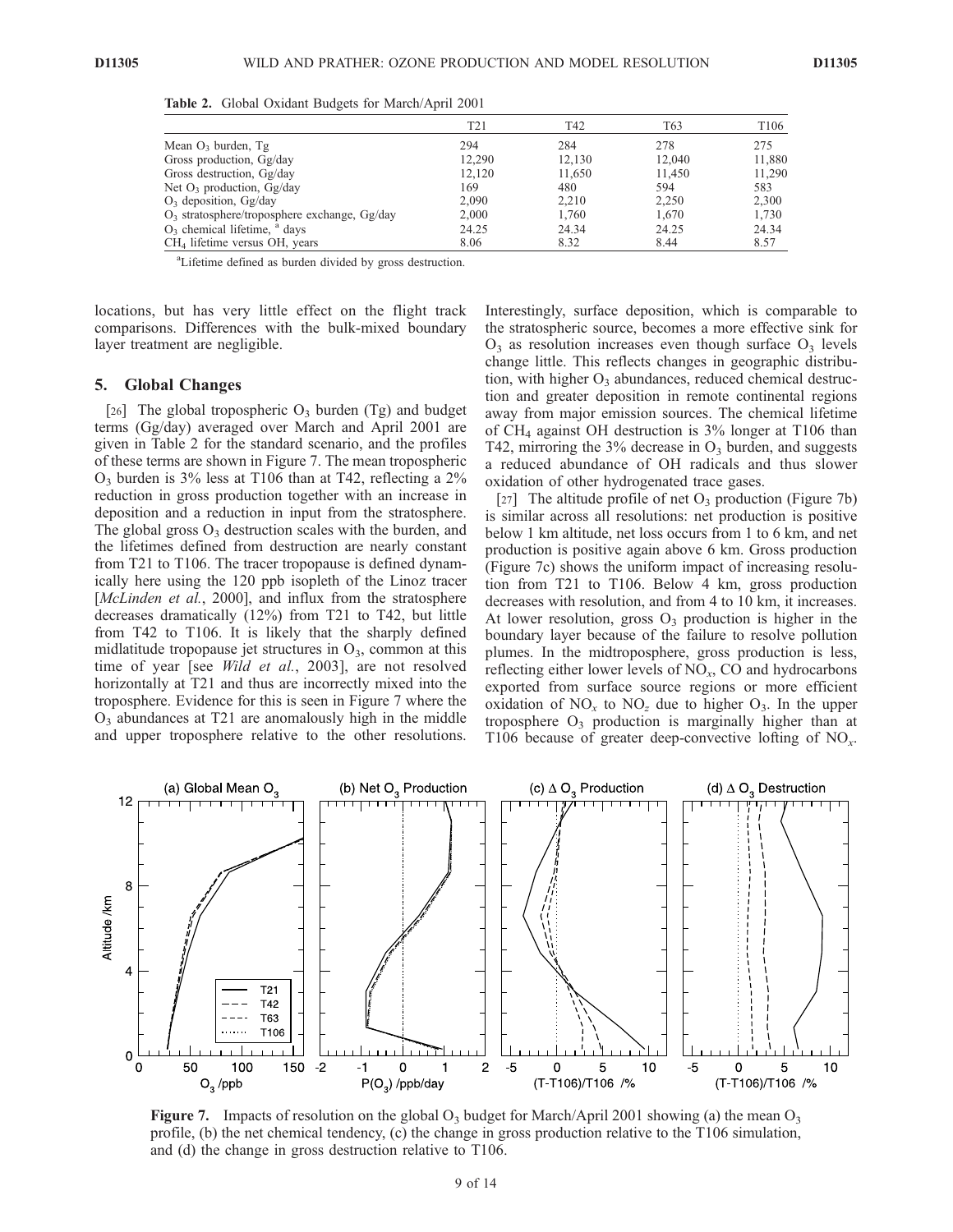**Table 2.** Global Oxidant Budgets for March/April 2001

| | T21 | T42 | T63 | T106 |
|---|---|---|---|---|
| Mean $O_3$ burden, Tg | 294 | 284 | 278 | 275 |
| Gross production, Gg/day | 12,290 | 12,130 | 12,040 | 11,880 |
| Gross destruction, Gg/day | 12,120 | 11,650 | 11,450 | 11,290 |
| Net $O_3$ production, Gg/day | 169 | 480 | 594 | 583 |
| $O_3$ deposition, Gg/day | 2,090 | 2,210 | 2,250 | 2,300 |
| $O_3$ stratosphere/troposphere exchange, Gg/day | 2,000 | 1,760 | 1,670 | 1,730 |
| $O_3$ chemical lifetime,[a] days | 24.25 | 24.34 | 24.25 | 24.34 |
| $CH_4$ lifetime versus OH, years | 8.06 | 8.32 | 8.44 | 8.57 |

[a]Lifetime defined as burden divided by gross destruction.

locations, but has very little effect on the flight track comparisons. Differences with the bulk-mixed boundary layer treatment are negligible.

## 5. Global Changes

[26] The global tropospheric $O_3$ burden (Tg) and budget terms (Gg/day) averaged over March and April 2001 are given in Table 2 for the standard scenario, and the profiles of these terms are shown in Figure 7. The mean tropospheric $O_3$ burden is 3% less at T106 than at T42, reflecting a 2% reduction in gross production together with an increase in deposition and a reduction in input from the stratosphere. The global gross $O_3$ destruction scales with the burden, and the lifetimes defined from destruction are nearly constant from T21 to T106. The tracer tropopause is defined dynamically here using the 120 ppb isopleth of the Linoz tracer [*McLinden et al.*, 2000], and influx from the stratosphere decreases dramatically (12%) from T21 to T42, but little from T42 to T106. It is likely that the sharply defined midlatitude tropopause jet structures in $O_3$, common at this time of year [see *Wild et al.*, 2003], are not resolved horizontally at T21 and thus are incorrectly mixed into the troposphere. Evidence for this is seen in Figure 7 where the $O_3$ abundances at T21 are anomalously high in the middle and upper troposphere relative to the other resolutions. Interestingly, surface deposition, which is comparable to the stratospheric source, becomes a more effective sink for $O_3$ as resolution increases even though surface $O_3$ levels change little. This reflects changes in geographic distribution, with higher $O_3$ abundances, reduced chemical destruction and greater deposition in remote continental regions away from major emission sources. The chemical lifetime of $CH_4$ against OH destruction is 3% longer at T106 than T42, mirroring the 3% decrease in $O_3$ burden, and suggests a reduced abundance of OH radicals and thus slower oxidation of other hydrogenated trace gases.

[27] The altitude profile of net $O_3$ production (Figure 7b) is similar across all resolutions: net production is positive below 1 km altitude, net loss occurs from 1 to 6 km, and net production is positive again above 6 km. Gross production (Figure 7c) shows the uniform impact of increasing resolution from T21 to T106. Below 4 km, gross production decreases with resolution, and from 4 to 10 km, it increases. At lower resolution, gross $O_3$ production is higher in the boundary layer because of the failure to resolve pollution plumes. In the midtroposphere, gross production is less, reflecting either lower levels of $NO_x$, CO and hydrocarbons exported from surface source regions or more efficient oxidation of $NO_x$ to $NO_z$ due to higher $O_3$. In the upper troposphere $O_3$ production is marginally higher than at T106 because of greater deep-convective lofting of $NO_x$.

**Figure 7.** Impacts of resolution on the global $O_3$ budget for March/April 2001 showing (a) the mean $O_3$ profile, (b) the net chemical tendency, (c) the change in gross production relative to the T106 simulation, and (d) the change in gross destruction relative to T106.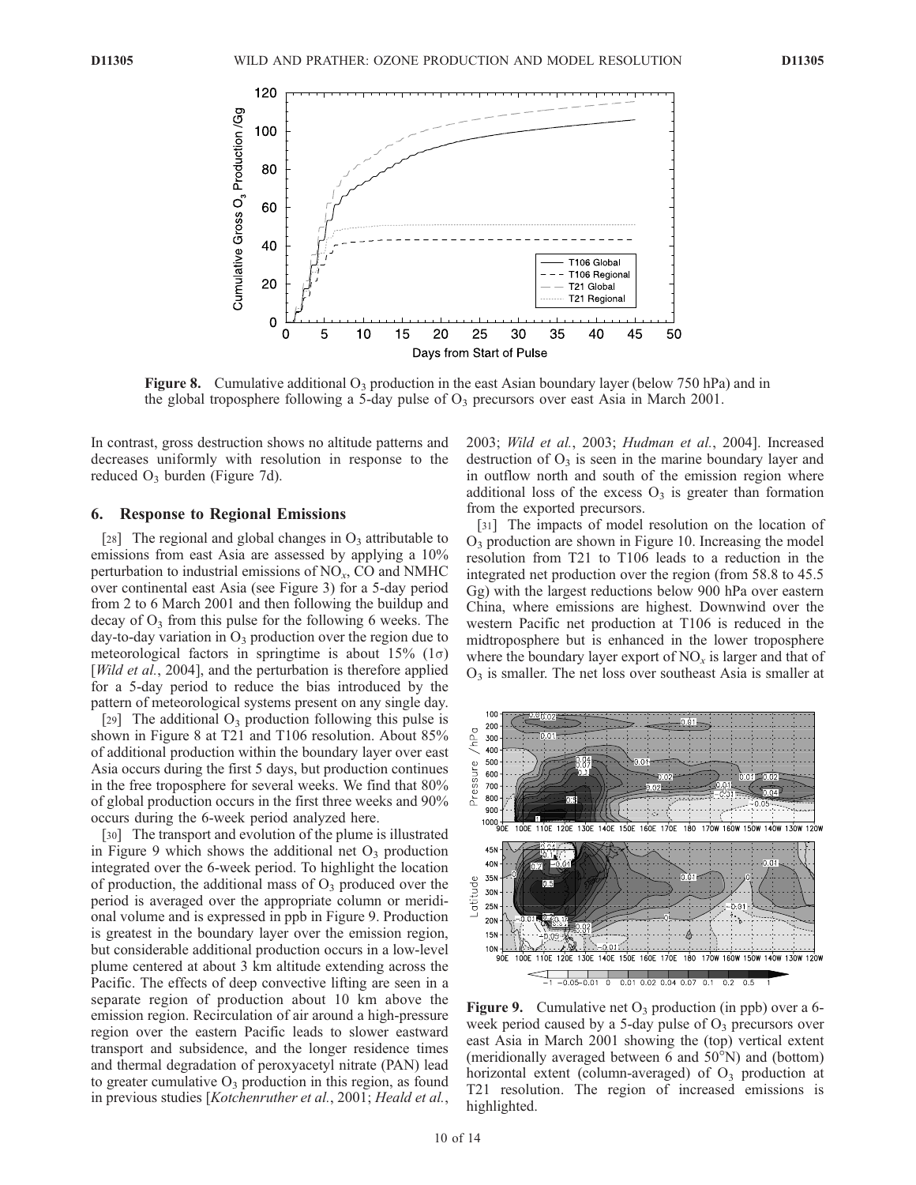**Figure 8.** Cumulative additional $O_3$ production in the east Asian boundary layer (below 750 hPa) and in the global troposphere following a 5-day pulse of $O_3$ precursors over east Asia in March 2001.

In contrast, gross destruction shows no altitude patterns and decreases uniformly with resolution in response to the reduced $O_3$ burden (Figure 7d).

## 6. Response to Regional Emissions

[28] The regional and global changes in $O_3$ attributable to emissions from east Asia are assessed by applying a 10% perturbation to industrial emissions of $NO_x$, CO and NMHC over continental east Asia (see Figure 3) for a 5-day period from 2 to 6 March 2001 and then following the buildup and decay of $O_3$ from this pulse for the following 6 weeks. The day-to-day variation in $O_3$ production over the region due to meteorological factors in springtime is about 15% ($1\sigma$) [*Wild et al.*, 2004], and the perturbation is therefore applied for a 5-day period to reduce the bias introduced by the pattern of meteorological systems present on any single day.

[29] The additional $O_3$ production following this pulse is shown in Figure 8 at T21 and T106 resolution. About 85% of additional production within the boundary layer over east Asia occurs during the first 5 days, but production continues in the free troposphere for several weeks. We find that 80% of global production occurs in the first three weeks and 90% occurs during the 6-week period analyzed here.

[30] The transport and evolution of the plume is illustrated in Figure 9 which shows the additional net $O_3$ production integrated over the 6-week period. To highlight the location of production, the additional mass of $O_3$ produced over the period is averaged over the appropriate column or meridional volume and is expressed in ppb in Figure 9. Production is greatest in the boundary layer over the emission region, but considerable additional production occurs in a low-level plume centered at about 3 km altitude extending across the Pacific. The effects of deep convective lifting are seen in a separate region of production about 10 km above the emission region. Recirculation of air around a high-pressure region over the eastern Pacific leads to slower eastward transport and subsidence, and the longer residence times and thermal degradation of peroxyacetyl nitrate (PAN) lead to greater cumulative $O_3$ production in this region, as found in previous studies [*Kotchenruther et al.*, 2001; *Heald et al.*, 2003; *Wild et al.*, 2003; *Hudman et al.*, 2004]. Increased destruction of $O_3$ is seen in the marine boundary layer and in outflow north and south of the emission region where additional loss of the excess $O_3$ is greater than formation from the exported precursors.

[31] The impacts of model resolution on the location of $O_3$ production are shown in Figure 10. Increasing the model resolution from T21 to T106 leads to a reduction in the integrated net production over the region (from 58.8 to 45.5 Gg) with the largest reductions below 900 hPa over eastern China, where emissions are highest. Downwind over the western Pacific net production at T106 is reduced in the midtroposphere but is enhanced in the lower troposphere where the boundary layer export of $NO_x$ is larger and that of $O_3$ is smaller. The net loss over southeast Asia is smaller at

**Figure 9.** Cumulative net $O_3$ production (in ppb) over a 6-week period caused by a 5-day pulse of $O_3$ precursors over east Asia in March 2001 showing the (top) vertical extent (meridionally averaged between 6 and 50°N) and (bottom) horizontal extent (column-averaged) of $O_3$ production at T21 resolution. The region of increased emissions is highlighted.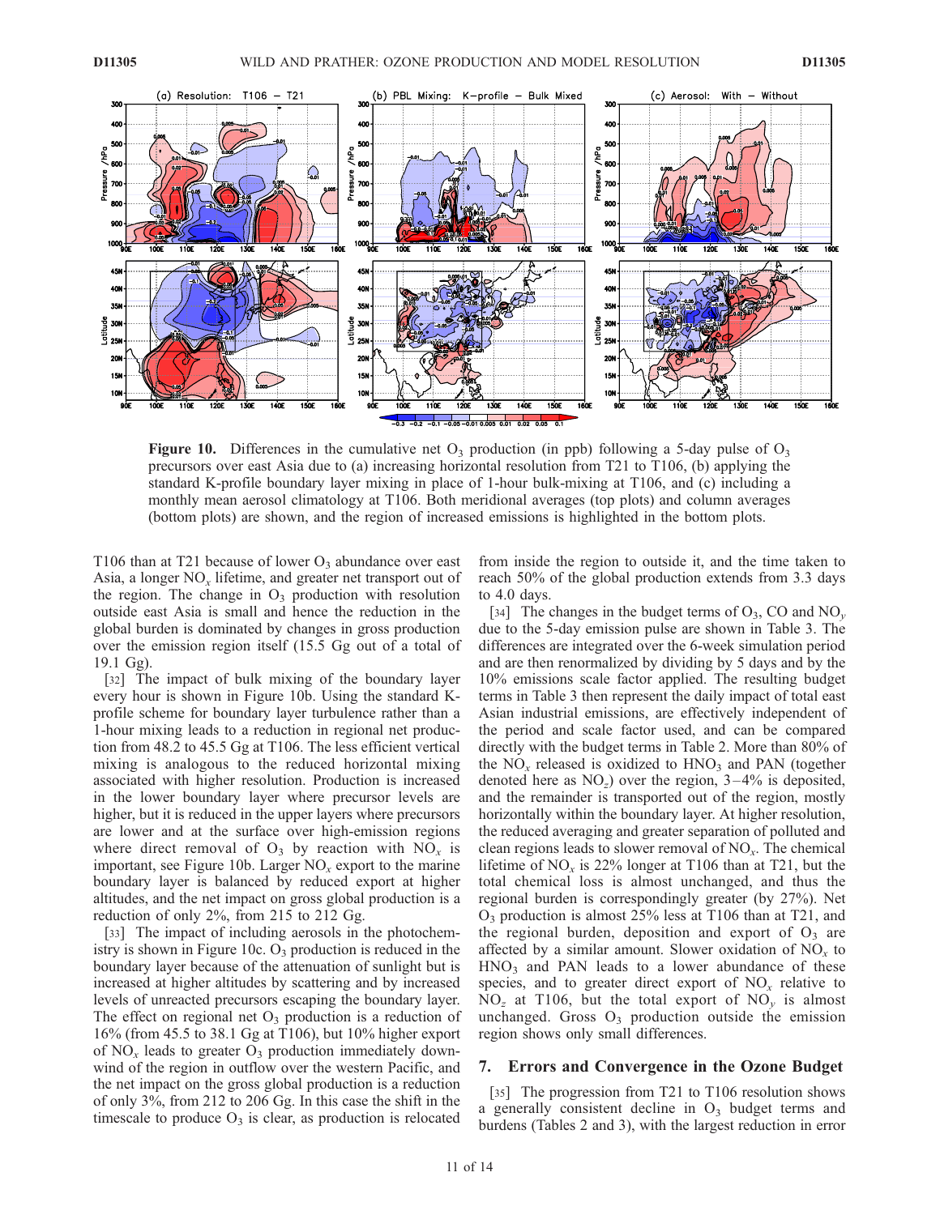**Figure 10.** Differences in the cumulative net $O_3$ production (in ppb) following a 5-day pulse of $O_3$ precursors over east Asia due to (a) increasing horizontal resolution from T21 to T106, (b) applying the standard K-profile boundary layer mixing in place of 1-hour bulk-mixing at T106, and (c) including a monthly mean aerosol climatology at T106. Both meridional averages (top plots) and column averages (bottom plots) are shown, and the region of increased emissions is highlighted in the bottom plots.

T106 than at T21 because of lower $O_3$ abundance over east Asia, a longer $NO_x$ lifetime, and greater net transport out of the region. The change in $O_3$ production with resolution outside east Asia is small and hence the reduction in the global burden is dominated by changes in gross production over the emission region itself (15.5 Gg out of a total of 19.1 Gg).

[32] The impact of bulk mixing of the boundary layer every hour is shown in Figure 10b. Using the standard K-profile scheme for boundary layer turbulence rather than a 1-hour mixing leads to a reduction in regional net production from 48.2 to 45.5 Gg at T106. The less efficient vertical mixing is analogous to the reduced horizontal mixing associated with higher resolution. Production is increased in the lower boundary layer where precursor levels are higher, but it is reduced in the upper layers where precursors are lower and at the surface over high-emission regions where direct removal of $O_3$ by reaction with $NO_x$ is important, see Figure 10b. Larger $NO_x$ export to the marine boundary layer is balanced by reduced export at higher altitudes, and the net impact on gross global production is a reduction of only 2%, from 215 to 212 Gg.

[33] The impact of including aerosols in the photochemistry is shown in Figure 10c. $O_3$ production is reduced in the boundary layer because of the attenuation of sunlight but is increased at higher altitudes by scattering and by increased levels of unreacted precursors escaping the boundary layer. The effect on regional net $O_3$ production is a reduction of 16% (from 45.5 to 38.1 Gg at T106), but 10% higher export of $NO_x$ leads to greater $O_3$ production immediately downwind of the region in outflow over the western Pacific, and the net impact on the gross global production is a reduction of only 3%, from 212 to 206 Gg. In this case the shift in the timescale to produce $O_3$ is clear, as production is relocated from inside the region to outside it, and the time taken to reach 50% of the global production extends from 3.3 days to 4.0 days.

[34] The changes in the budget terms of $O_3$, CO and $NO_y$ due to the 5-day emission pulse are shown in Table 3. The differences are integrated over the 6-week simulation period and are then renormalized by dividing by 5 days and by the 10% emissions scale factor applied. The resulting budget terms in Table 3 then represent the daily impact of total east Asian industrial emissions, are effectively independent of the period and scale factor used, and can be compared directly with the budget terms in Table 2. More than 80% of the $NO_x$ released is oxidized to $HNO_3$ and PAN (together denoted here as $NO_z$) over the region, 3–4% is deposited, and the remainder is transported out of the region, mostly horizontally within the boundary layer. At higher resolution, the reduced averaging and greater separation of polluted and clean regions leads to slower removal of $NO_x$. The chemical lifetime of $NO_x$ is 22% longer at T106 than at T21, but the total chemical loss is almost unchanged, and thus the regional burden is correspondingly greater (by 27%). Net $O_3$ production is almost 25% less at T106 than at T21, and the regional burden, deposition and export of $O_3$ are affected by a similar amount. Slower oxidation of $NO_x$ to $HNO_3$ and PAN leads to a lower abundance of these species, and to greater direct export of $NO_x$ relative to $NO_z$ at T106, but the total export of $NO_y$ is almost unchanged. Gross $O_3$ production outside the emission region shows only small differences.

## 7. Errors and Convergence in the Ozone Budget

[35] The progression from T21 to T106 resolution shows a generally consistent decline in $O_3$ budget terms and burdens (Tables 2 and 3), with the largest reduction in error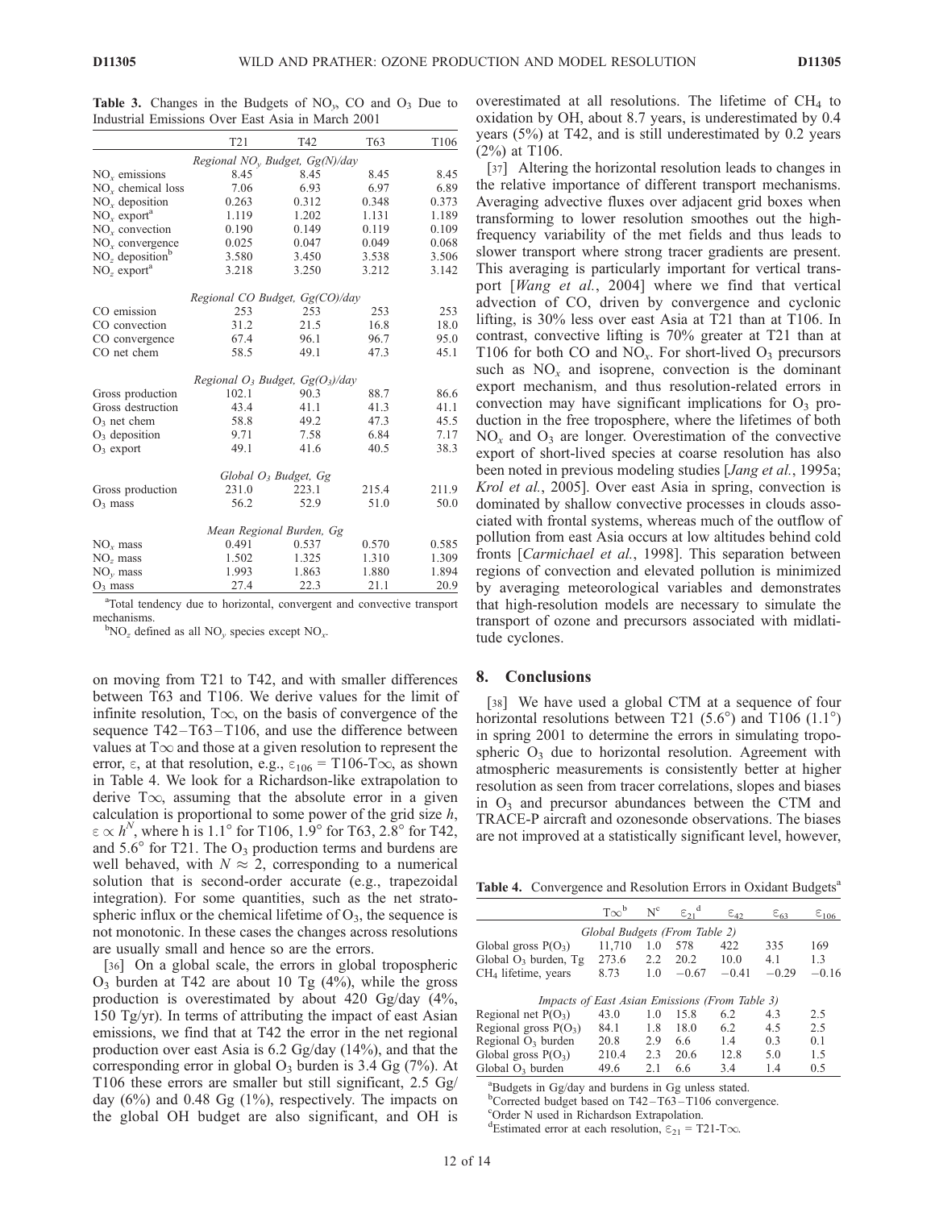**Table 3.** Changes in the Budgets of $NO_y$, CO and $O_3$ Due to Industrial Emissions Over East Asia in March 2001

| | T21 | T42 | T63 | T106 |
|---|---|---|---|---|
| *Regional $NO_y$ Budget, Gg(N)/day* | | | | |
| $NO_x$ emissions | 8.45 | 8.45 | 8.45 | 8.45 |
| $NO_x$ chemical loss | 7.06 | 6.93 | 6.97 | 6.89 |
| $NO_x$ deposition | 0.263 | 0.312 | 0.348 | 0.373 |
| $NO_x$ export[a] | 1.119 | 1.202 | 1.131 | 1.189 |
| $NO_x$ convection | 0.190 | 0.149 | 0.119 | 0.109 |
| $NO_x$ convergence | 0.025 | 0.047 | 0.049 | 0.068 |
| $NO_z$ deposition[b] | 3.580 | 3.450 | 3.538 | 3.506 |
| $NO_z$ export[a] | 3.218 | 3.250 | 3.212 | 3.142 |
| *Regional CO Budget, Gg(CO)/day* | | | | |
| CO emission | 253 | 253 | 253 | 253 |
| CO convection | 31.2 | 21.5 | 16.8 | 18.0 |
| CO convergence | 67.4 | 96.1 | 96.7 | 95.0 |
| CO net chem | 58.5 | 49.1 | 47.3 | 45.1 |
| *Regional $O_3$ Budget, Gg($O_3$)/day* | | | | |
| Gross production | 102.1 | 90.3 | 88.7 | 86.6 |
| Gross destruction | 43.4 | 41.1 | 41.3 | 41.1 |
| $O_3$ net chem | 58.8 | 49.2 | 47.3 | 45.5 |
| $O_3$ deposition | 9.71 | 7.58 | 6.84 | 7.17 |
| $O_3$ export | 49.1 | 41.6 | 40.5 | 38.3 |
| *Global $O_3$ Budget, Gg* | | | | |
| Gross production | 231.0 | 223.1 | 215.4 | 211.9 |
| $O_3$ mass | 56.2 | 52.9 | 51.0 | 50.0 |
| *Mean Regional Burden, Gg* | | | | |
| $NO_x$ mass | 0.491 | 0.537 | 0.570 | 0.585 |
| $NO_z$ mass | 1.502 | 1.325 | 1.310 | 1.309 |
| $NO_y$ mass | 1.993 | 1.863 | 1.880 | 1.894 |
| $O_3$ mass | 27.4 | 22.3 | 21.1 | 20.9 |

[a]Total tendency due to horizontal, convergent and convective transport mechanisms.
[b]$NO_z$ defined as all $NO_y$ species except $NO_x$.

on moving from T21 to T42, and with smaller differences between T63 and T106. We derive values for the limit of infinite resolution, T$\infty$, on the basis of convergence of the sequence T42–T63–T106, and use the difference between values at T$\infty$ and those at a given resolution to represent the error, $\varepsilon$, at that resolution, e.g., $\varepsilon_{106}$ = T106-T$\infty$, as shown in Table 4. We look for a Richardson-like extrapolation to derive T$\infty$, assuming that the absolute error in a given calculation is proportional to some power of the grid size $h$, $\varepsilon \propto h^N$, where h is 1.1° for T106, 1.9° for T63, 2.8° for T42, and 5.6° for T21. The $O_3$ production terms and burdens are well behaved, with $N \approx 2$, corresponding to a numerical solution that is second-order accurate (e.g., trapezoidal integration). For some quantities, such as the net stratospheric influx or the chemical lifetime of $O_3$, the sequence is not monotonic. In these cases the changes across resolutions are usually small and hence so are the errors.

[36] On a global scale, the errors in global tropospheric $O_3$ burden at T42 are about 10 Tg (4%), while the gross production is overestimated by about 420 Gg/day (4%, 150 Tg/yr). In terms of attributing the impact of east Asian emissions, we find that at T42 the error in the net regional production over east Asia is 6.2 Gg/day (14%), and that the corresponding error in global $O_3$ burden is 3.4 Gg (7%). At T106 these errors are smaller but still significant, 2.5 Gg/day (6%) and 0.48 Gg (1%), respectively. The impacts on the global OH budget are also significant, and OH is overestimated at all resolutions. The lifetime of $CH_4$ to oxidation by OH, about 8.7 years, is underestimated by 0.4 years (5%) at T42, and is still underestimated by 0.2 years (2%) at T106.

[37] Altering the horizontal resolution leads to changes in the relative importance of different transport mechanisms. Averaging advective fluxes over adjacent grid boxes when transforming to lower resolution smoothes out the high-frequency variability of the met fields and thus leads to slower transport where strong tracer gradients are present. This averaging is particularly important for vertical transport [*Wang et al.*, 2004] where we find that vertical advection of CO, driven by convergence and cyclonic lifting, is 30% less over east Asia at T21 than at T106. In contrast, convective lifting is 70% greater at T21 than at T106 for both CO and $NO_x$. For short-lived $O_3$ precursors such as $NO_x$ and isoprene, convection is the dominant export mechanism, and thus resolution-related errors in convection may have significant implications for $O_3$ production in the free troposphere, where the lifetimes of both $NO_x$ and $O_3$ are longer. Overestimation of the convective export of short-lived species at coarse resolution has also been noted in previous modeling studies [*Jang et al.*, 1995a; *Krol et al.*, 2005]. Over east Asia in spring, convection is dominated by shallow convective processes in clouds associated with frontal systems, whereas much of the outflow of pollution from east Asia occurs at low altitudes behind cold fronts [*Carmichael et al.*, 1998]. This separation between regions of convection and elevated pollution is minimized by averaging meteorological variables and demonstrates that high-resolution models are necessary to simulate the transport of ozone and precursors associated with midlatitude cyclones.

## 8. Conclusions

[38] We have used a global CTM at a sequence of four horizontal resolutions between T21 (5.6°) and T106 (1.1°) in spring 2001 to determine the errors in simulating tropospheric $O_3$ due to horizontal resolution. Agreement with atmospheric measurements is consistently better at higher resolution as seen from tracer correlations, slopes and biases in $O_3$ and precursor abundances between the CTM and TRACE-P aircraft and ozonesonde observations. The biases are not improved at a statistically significant level, however,

**Table 4.** Convergence and Resolution Errors in Oxidant Budgets[a]

| | T$\infty$[b] | N[c] | $\varepsilon_{21}$[d] | $\varepsilon_{42}$ | $\varepsilon_{63}$ | $\varepsilon_{106}$ |
|---|---|---|---|---|---|---|
| *Global Budgets (From Table 2)* | | | | | | |
| Global gross P($O_3$) | 11,710 | 1.0 | 578 | 422 | 335 | 169 |
| Global $O_3$ burden, Tg | 273.6 | 2.2 | 20.2 | 10.0 | 4.1 | 1.3 |
| $CH_4$ lifetime, years | 8.73 | 1.0 | −0.67 | −0.41 | −0.29 | −0.16 |
| *Impacts of East Asian Emissions (From Table 3)* | | | | | | |
| Regional net P($O_3$) | 43.0 | 1.0 | 15.8 | 6.2 | 4.3 | 2.5 |
| Regional gross P($O_3$) | 84.1 | 1.8 | 18.0 | 6.2 | 4.5 | 2.5 |
| Regional $O_3$ burden | 20.8 | 2.9 | 6.6 | 1.4 | 0.3 | 0.1 |
| Global gross P($O_3$) | 210.4 | 2.3 | 20.6 | 12.8 | 5.0 | 1.5 |
| Global $O_3$ burden | 49.6 | 2.1 | 6.6 | 3.4 | 1.4 | 0.5 |

[a]Budgets in Gg/day and burdens in Gg unless stated.
[b]Corrected budget based on T42–T63–T106 convergence.
[c]Order N used in Richardson Extrapolation.
[d]Estimated error at each resolution, $\varepsilon_{21}$ = T21-T$\infty$.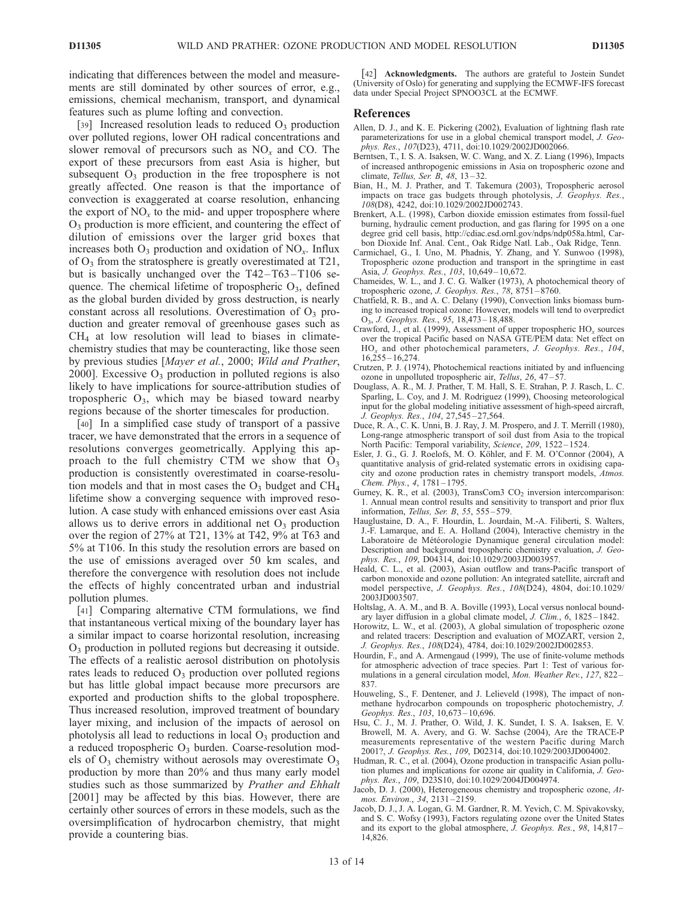indicating that differences between the model and measurements are still dominated by other sources of error, e.g., emissions, chemical mechanism, transport, and dynamical features such as plume lofting and convection.

[39] Increased resolution leads to reduced $O_3$ production over polluted regions, lower OH radical concentrations and slower removal of precursors such as $NO_x$ and CO. The export of these precursors from east Asia is higher, but subsequent $O_3$ production in the free troposphere is not greatly affected. One reason is that the importance of convection is exaggerated at coarse resolution, enhancing the export of $NO_x$ to the mid- and upper troposphere where $O_3$ production is more efficient, and countering the effect of dilution of emissions over the larger grid boxes that increases both $O_3$ production and oxidation of $NO_x$. Influx of $O_3$ from the stratosphere is greatly overestimated at T21, but is basically unchanged over the T42–T63–T106 sequence. The chemical lifetime of tropospheric $O_3$, defined as the global burden divided by gross destruction, is nearly constant across all resolutions. Overestimation of $O_3$ production and greater removal of greenhouse gases such as $CH_4$ at low resolution will lead to biases in climate-chemistry studies that may be counteracting, like those seen by previous studies [*Mayer et al.*, 2000; *Wild and Prather*, 2000]. Excessive $O_3$ production in polluted regions is also likely to have implications for source-attribution studies of tropospheric $O_3$, which may be biased toward nearby regions because of the shorter timescales for production.

[40] In a simplified case study of transport of a passive tracer, we have demonstrated that the errors in a sequence of resolutions converges geometrically. Applying this approach to the full chemistry CTM we show that $O_3$ production is consistently overestimated in coarse-resolution models and that in most cases the $O_3$ budget and $CH_4$ lifetime show a converging sequence with improved resolution. A case study with enhanced emissions over east Asia allows us to derive errors in additional net $O_3$ production over the region of 27% at T21, 13% at T42, 9% at T63 and 5% at T106. In this study the resolution errors are based on the use of emissions averaged over 50 km scales, and therefore the convergence with resolution does not include the effects of highly concentrated urban and industrial pollution plumes.

[41] Comparing alternative CTM formulations, we find that instantaneous vertical mixing of the boundary layer has a similar impact to coarse horizontal resolution, increasing $O_3$ production in polluted regions but decreasing it outside. The effects of a realistic aerosol distribution on photolysis rates leads to reduced $O_3$ production over polluted regions but has little global impact because more precursors are exported and production shifts to the global troposphere. Thus increased resolution, improved treatment of boundary layer mixing, and inclusion of the impacts of aerosol on photolysis all lead to reductions in local $O_3$ production and a reduced tropospheric $O_3$ burden. Coarse-resolution models of $O_3$ chemistry without aerosols may overestimate $O_3$ production by more than 20% and thus many early model studies such as those summarized by *Prather and Ehhalt* [2001] may be affected by this bias. However, there are certainly other sources of errors in these models, such as the oversimplification of hydrocarbon chemistry, that might provide a countering bias.

[42] **Acknowledgments.** The authors are grateful to Jostein Sundet (University of Oslo) for generating and supplying the ECMWF-IFS forecast data under Special Project SPNOO3CL at the ECMWF.

## References

Allen, D. J., and K. E. Pickering (2002), Evaluation of lightning flash rate parameterizations for use in a global chemical transport model, *J. Geophys. Res.*, *107*(D23), 4711, doi:10.1029/2002JD002066.

Berntsen, T., I. S. A. Isaksen, W. C. Wang, and X. Z. Liang (1996), Impacts of increased anthropogenic emissions in Asia on tropospheric ozone and climate, *Tellus, Ser. B*, *48*, 13–32.

Bian, H., M. J. Prather, and T. Takemura (2003), Tropospheric aerosol impacts on trace gas budgets through photolysis, *J. Geophys. Res.*, *108*(D8), 4242, doi:10.1029/2002JD002743.

Brenkert, A.L. (1998), Carbon dioxide emission estimates from fossil-fuel burning, hydraulic cement production, and gas flaring for 1995 on a one degree grid cell basis, http://cdiac.esd.ornl.gov/ndps/ndp058a.html, Carbon Dioxide Inf. Anal. Cent., Oak Ridge Natl. Lab., Oak Ridge, Tenn.

Carmichael, G., I. Uno, M. Phadnis, Y. Zhang, and Y. Sunwoo (1998), Tropospheric ozone production and transport in the springtime in east Asia, *J. Geophys. Res.*, *103*, 10,649–10,672.

Chameides, W. L., and J. C. G. Walker (1973), A photochemical theory of tropospheric ozone, *J. Geophys. Res.*, *78*, 8751–8760.

Chatfield, R. B., and A. C. Delany (1990), Convection links biomass burning to increased tropical ozone: However, models will tend to overpredict $O_3$, *J. Geophys. Res.*, *95*, 18,473–18,488.

Crawford, J., et al. (1999), Assessment of upper tropospheric $HO_x$ sources over the tropical Pacific based on NASA GTE/PEM data: Net effect on $HO_x$ and other photochemical parameters, *J. Geophys. Res.*, *104*, 16,255–16,274.

Crutzen, P. J. (1974), Photochemical reactions initiated by and influencing ozone in unpolluted tropospheric air, *Tellus*, *26*, 47–57.

Douglass, A. R., M. J. Prather, T. M. Hall, S. E. Strahan, P. J. Rasch, L. C. Sparling, L. Coy, and J. M. Rodriguez (1999), Choosing meteorological input for the global modeling initiative assessment of high-speed aircraft, *J. Geophys. Res.*, *104*, 27,545–27,564.

Duce, R. A., C. K. Unni, B. J. Ray, J. M. Prospero, and J. T. Merrill (1980), Long-range atmospheric transport of soil dust from Asia to the tropical North Pacific: Temporal variability, *Science*, *209*, 1522–1524.

Esler, J. G., G. J. Roelofs, M. O. Köhler, and F. M. O'Connor (2004), A quantitative analysis of grid-related systematic errors in oxidising capacity and ozone production rates in chemistry transport models, *Atmos. Chem. Phys.*, *4*, 1781–1795.

Gurney, K. R., et al. (2003), TransCom3 $CO_2$ inversion intercomparison: 1. Annual mean control results and sensitivity to transport and prior flux information, *Tellus, Ser. B*, *55*, 555–579.

Hauglustaine, D. A., F. Hourdin, L. Jourdain, M.-A. Filiberti, S. Walters, J.-F. Lamarque, and E. A. Holland (2004), Interactive chemistry in the Laboratoire de Météorologie Dynamique general circulation model: Description and background tropospheric chemistry evaluation, *J. Geophys. Res.*, *109*, D04314, doi:10.1029/2003JD003957.

Heald, C. L., et al. (2003), Asian outflow and trans-Pacific transport of carbon monoxide and ozone pollution: An integrated satellite, aircraft and model perspective, *J. Geophys. Res.*, *108*(D24), 4804, doi:10.1029/2003JD003507.

Holtslag, A. A. M., and B. A. Boville (1993), Local versus nonlocal boundary layer diffusion in a global climate model, *J. Clim.*, *6*, 1825–1842.

Horowitz, L. W., et al. (2003), A global simulation of tropospheric ozone and related tracers: Description and evaluation of MOZART, version 2, *J. Geophys. Res.*, *108*(D24), 4784, doi:10.1029/2002JD002853.

Hourdin, F., and A. Armengaud (1999), The use of finite-volume methods for atmospheric advection of trace species. Part 1: Test of various formulations in a general circulation model, *Mon. Weather Rev.*, *127*, 822–837.

Houweling, S., F. Dentener, and J. Lelieveld (1998), The impact of nonmethane hydrocarbon compounds on tropospheric photochemistry, *J. Geophys. Res.*, *103*, 10,673–10,696.

Hsu, C. J., M. J. Prather, O. Wild, J. K. Sundet, I. S. A. Isaksen, E. V. Browell, M. A. Avery, and G. W. Sachse (2004), Are the TRACE-P measurements representative of the western Pacific during March 2001?, *J. Geophys. Res.*, *109*, D02314, doi:10.1029/2003JD004002.

Hudman, R. C., et al. (2004), Ozone production in transpacific Asian pollution plumes and implications for ozone air quality in California, *J. Geophys. Res.*, *109*, D23S10, doi:10.1029/2004JD004974.

Jacob, D. J. (2000), Heterogeneous chemistry and tropospheric ozone, *Atmos. Environ.*, *34*, 2131–2159.

Jacob, D. J., J. A. Logan, G. M. Gardner, R. M. Yevich, C. M. Spivakovsky, and S. C. Wofsy (1993), Factors regulating ozone over the United States and its export to the global atmosphere, *J. Geophys. Res.*, *98*, 14,817–14,826.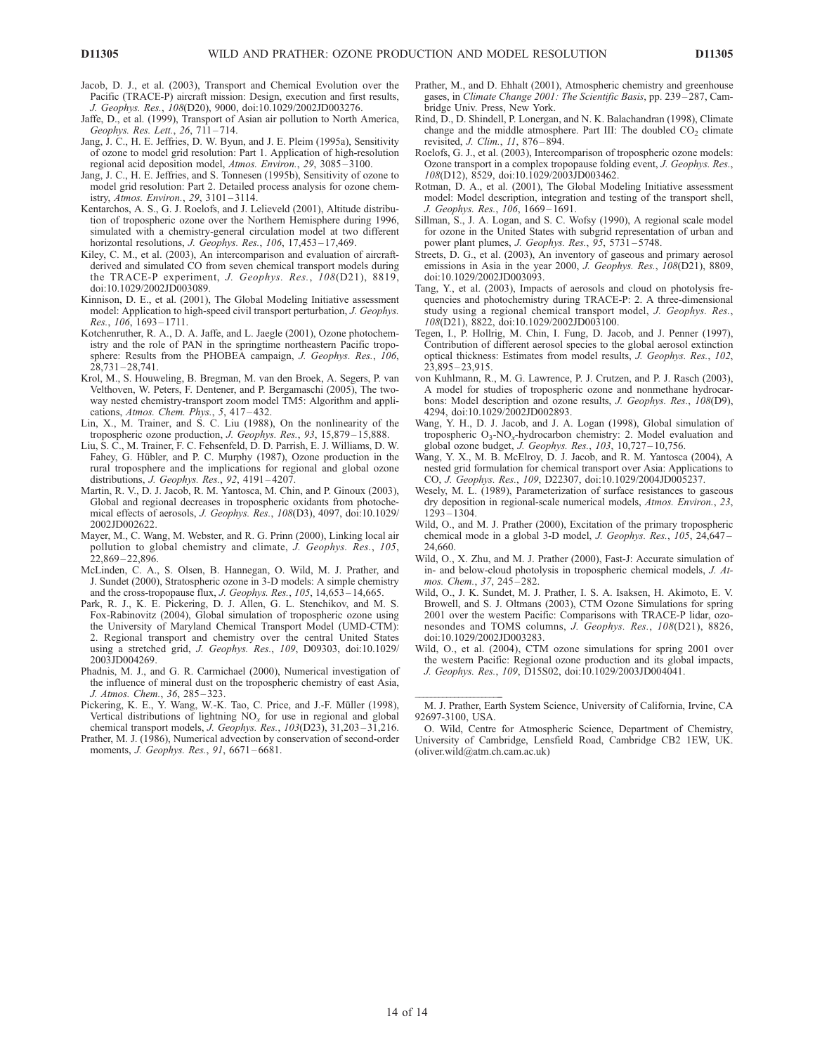Jacob, D. J., et al. (2003), Transport and Chemical Evolution over the Pacific (TRACE-P) aircraft mission: Design, execution and first results, *J. Geophys. Res.*, *108*(D20), 9000, doi:10.1029/2002JD003276.

Jaffe, D., et al. (1999), Transport of Asian air pollution to North America, *Geophys. Res. Lett.*, *26*, 711–714.

Jang, J. C., H. E. Jeffries, D. W. Byun, and J. E. Pleim (1995a), Sensitivity of ozone to model grid resolution: Part 1. Application of high-resolution regional acid deposition model, *Atmos. Environ.*, *29*, 3085–3100.

Jang, J. C., H. E. Jeffries, and S. Tonnesen (1995b), Sensitivity of ozone to model grid resolution: Part 2. Detailed process analysis for ozone chemistry, *Atmos. Environ.*, *29*, 3101–3114.

Kentarchos, A. S., G. J. Roelofs, and J. Lelieveld (2001), Altitude distribution of tropospheric ozone over the Northern Hemisphere during 1996, simulated with a chemistry-general circulation model at two different horizontal resolutions, *J. Geophys. Res.*, *106*, 17,453–17,469.

Kiley, C. M., et al. (2003), An intercomparison and evaluation of aircraft-derived and simulated CO from seven chemical transport models during the TRACE-P experiment, *J. Geophys. Res.*, *108*(D21), 8819, doi:10.1029/2002JD003089.

Kinnison, D. E., et al. (2001), The Global Modeling Initiative assessment model: Application to high-speed civil transport perturbation, *J. Geophys. Res.*, *106*, 1693–1711.

Kotchenruther, R. A., D. A. Jaffe, and L. Jaegle (2001), Ozone photochemistry and the role of PAN in the springtime northeastern Pacific troposphere: Results from the PHOBEA campaign, *J. Geophys. Res.*, *106*, 28,731–28,741.

Krol, M., S. Houweling, B. Bregman, M. van den Broek, A. Segers, P. van Velthoven, W. Peters, F. Dentener, and P. Bergamaschi (2005), The two-way nested chemistry-transport zoom model TM5: Algorithm and applications, *Atmos. Chem. Phys.*, *5*, 417–432.

Lin, X., M. Trainer, and S. C. Liu (1988), On the nonlinearity of the tropospheric ozone production, *J. Geophys. Res.*, *93*, 15,879–15,888.

Liu, S. C., M. Trainer, F. C. Fehsenfeld, D. D. Parrish, E. J. Williams, D. W. Fahey, G. Hübler, and P. C. Murphy (1987), Ozone production in the rural troposphere and the implications for regional and global ozone distributions, *J. Geophys. Res.*, *92*, 4191–4207.

Martin, R. V., D. J. Jacob, R. M. Yantosca, M. Chin, and P. Ginoux (2003), Global and regional decreases in tropospheric oxidants from photochemical effects of aerosols, *J. Geophys. Res.*, *108*(D3), 4097, doi:10.1029/2002JD002622.

Mayer, M., C. Wang, M. Webster, and R. G. Prinn (2000), Linking local air pollution to global chemistry and climate, *J. Geophys. Res.*, *105*, 22,869–22,896.

McLinden, C. A., S. Olsen, B. Hannegan, O. Wild, M. J. Prather, and J. Sundet (2000), Stratospheric ozone in 3-D models: A simple chemistry and the cross-tropopause flux, *J. Geophys. Res.*, *105*, 14,653–14,665.

Park, R. J., K. E. Pickering, D. J. Allen, G. L. Stenchikov, and M. S. Fox-Rabinovitz (2004), Global simulation of tropospheric ozone using the University of Maryland Chemical Transport Model (UMD-CTM): 2. Regional transport and chemistry over the central United States using a stretched grid, *J. Geophys. Res.*, *109*, D09303, doi:10.1029/2003JD004269.

Phadnis, M. J., and G. R. Carmichael (2000), Numerical investigation of the influence of mineral dust on the tropospheric chemistry of east Asia, *J. Atmos. Chem.*, *36*, 285–323.

Pickering, K. E., Y. Wang, W.-K. Tao, C. Price, and J.-F. Müller (1998), Vertical distributions of lightning $NO_x$ for use in regional and global chemical transport models, *J. Geophys. Res.*, *103*(D23), 31,203–31,216.

Prather, M. J. (1986), Numerical advection by conservation of second-order moments, *J. Geophys. Res.*, *91*, 6671–6681.

Prather, M., and D. Ehhalt (2001), Atmospheric chemistry and greenhouse gases, in *Climate Change 2001: The Scientific Basis*, pp. 239–287, Cambridge Univ. Press, New York.

Rind, D., D. Shindell, P. Lonergan, and N. K. Balachandran (1998), Climate change and the middle atmosphere. Part III: The doubled $CO_2$ climate revisited, *J. Clim.*, *11*, 876–894.

Roelofs, G. J., et al. (2003), Intercomparison of tropospheric ozone models: Ozone transport in a complex tropopause folding event, *J. Geophys. Res.*, *108*(D12), 8529, doi:10.1029/2003JD003462.

Rotman, D. A., et al. (2001), The Global Modeling Initiative assessment model: Model description, integration and testing of the transport shell, *J. Geophys. Res.*, *106*, 1669–1691.

Sillman, S., J. A. Logan, and S. C. Wofsy (1990), A regional scale model for ozone in the United States with subgrid representation of urban and power plant plumes, *J. Geophys. Res.*, *95*, 5731–5748.

Streets, D. G., et al. (2003), An inventory of gaseous and primary aerosol emissions in Asia in the year 2000, *J. Geophys. Res.*, *108*(D21), 8809, doi:10.1029/2002JD003093.

Tang, Y., et al. (2003), Impacts of aerosols and cloud on photolysis frequencies and photochemistry during TRACE-P: 2. A three-dimensional study using a regional chemical transport model, *J. Geophys. Res.*, *108*(D21), 8822, doi:10.1029/2002JD003100.

Tegen, I., P. Hollrig, M. Chin, I. Fung, D. Jacob, and J. Penner (1997), Contribution of different aerosol species to the global aerosol extinction optical thickness: Estimates from model results, *J. Geophys. Res.*, *102*, 23,895–23,915.

von Kuhlmann, R., M. G. Lawrence, P. J. Crutzen, and P. J. Rasch (2003), A model for studies of tropospheric ozone and nonmethane hydrocarbons: Model description and ozone results, *J. Geophys. Res.*, *108*(D9), 4294, doi:10.1029/2002JD002893.

Wang, Y. H., D. J. Jacob, and J. A. Logan (1998), Global simulation of tropospheric $O_3$-$NO_x$-hydrocarbon chemistry: 2. Model evaluation and global ozone budget, *J. Geophys. Res.*, *103*, 10,727–10,756.

Wang, Y. X., M. B. McElroy, D. J. Jacob, and R. M. Yantosca (2004), A nested grid formulation for chemical transport over Asia: Applications to CO, *J. Geophys. Res.*, *109*, D22307, doi:10.1029/2004JD005237.

Wesely, M. L. (1989), Parameterization of surface resistances to gaseous dry deposition in regional-scale numerical models, *Atmos. Environ.*, *23*, 1293–1304.

Wild, O., and M. J. Prather (2000), Excitation of the primary tropospheric chemical mode in a global 3-D model, *J. Geophys. Res.*, *105*, 24,647–24,660.

Wild, O., X. Zhu, and M. J. Prather (2000), Fast-J: Accurate simulation of in- and below-cloud photolysis in tropospheric chemical models, *J. Atmos. Chem.*, *37*, 245–282.

Wild, O., J. K. Sundet, M. J. Prather, I. S. A. Isaksen, H. Akimoto, E. V. Browell, and S. J. Oltmans (2003), CTM Ozone Simulations for spring 2001 over the western Pacific: Comparisons with TRACE-P lidar, ozonesondes and TOMS columns, *J. Geophys. Res.*, *108*(D21), 8826, doi:10.1029/2002JD003283.

Wild, O., et al. (2004), CTM ozone simulations for spring 2001 over the western Pacific: Regional ozone production and its global impacts, *J. Geophys. Res.*, *109*, D15S02, doi:10.1029/2003JD004041.

---

M. J. Prather, Earth System Science, University of California, Irvine, CA 92697-3100, USA.

O. Wild, Centre for Atmospheric Science, Department of Chemistry, University of Cambridge, Lensfield Road, Cambridge CB2 1EW, UK. (oliver.wild@atm.ch.cam.ac.uk)